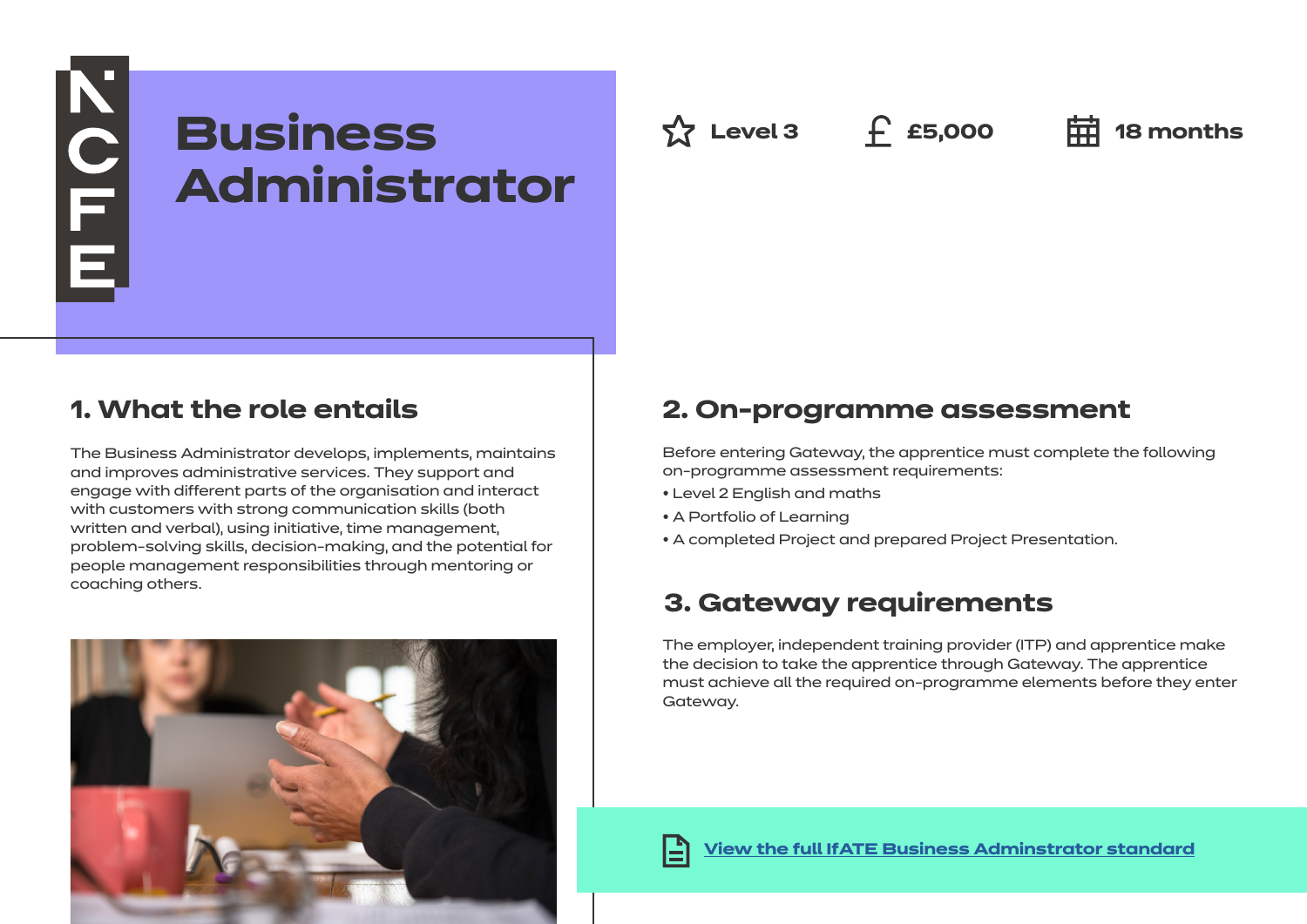NCFE

# Business Administrator

Level 3 | £5,000 | 18 months

## 1. What the role entails

The Business Administrator develops, implements, maintains and improves administrative services. They support and engage with different parts of the organisation and interact with customers with strong communication skills (both written and verbal), using initiative, time management, problem-solving skills, decision-making, and the potential for people management responsibilities through mentoring or coaching others.

## 2. On-programme assessment

Before entering Gateway, the apprentice must complete the following on-programme assessment requirements:

- Level 2 English and maths
- A Portfolio of Learning
- A completed Project and prepared Project Presentation.

## 3. Gateway requirements

The employer, independent training provider (ITP) and apprentice make the decision to take the apprentice through Gateway. The apprentice must achieve all the required on-programme elements before they enter Gateway.

View the full IfATE Business Adminstrator standard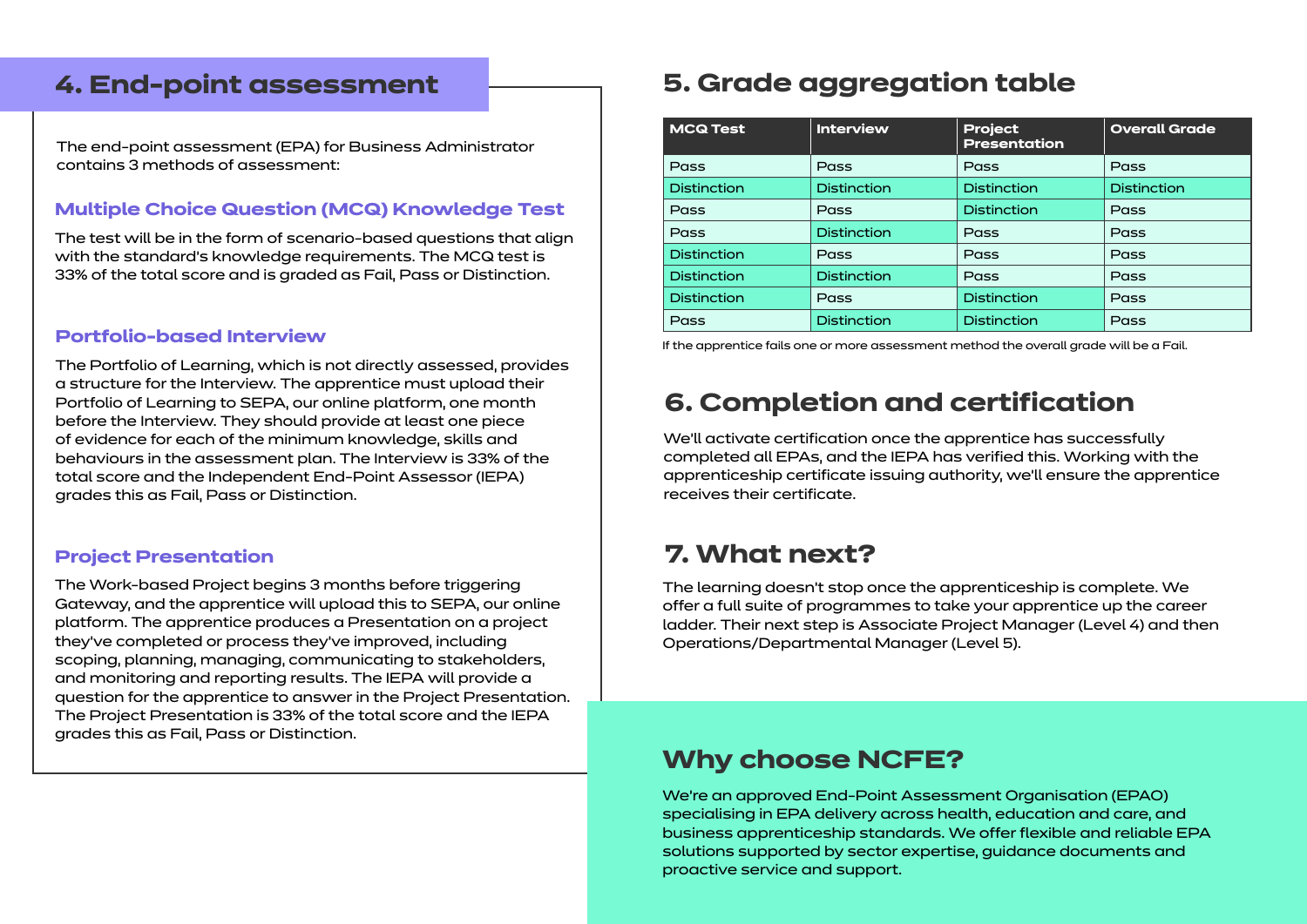## 4. End-point assessment

The end-point assessment (EPA) for Business Administrator contains 3 methods of assessment:

### Multiple Choice Question (MCQ) Knowledge Test

The test will be in the form of scenario-based questions that align with the standard's knowledge requirements. The MCQ test is 33% of the total score and is graded as Fail, Pass or Distinction.

### Portfolio-based Interview

The Portfolio of Learning, which is not directly assessed, provides a structure for the Interview. The apprentice must upload their Portfolio of Learning to SEPA, our online platform, one month before the Interview. They should provide at least one piece of evidence for each of the minimum knowledge, skills and behaviours in the assessment plan. The Interview is 33% of the total score and the Independent End-Point Assessor (IEPA) grades this as Fail, Pass or Distinction.

### Project Presentation

The Work-based Project begins 3 months before triggering Gateway, and the apprentice will upload this to SEPA, our online platform. The apprentice produces a Presentation on a project they've completed or process they've improved, including scoping, planning, managing, communicating to stakeholders, and monitoring and reporting results. The IEPA will provide a question for the apprentice to answer in the Project Presentation. The Project Presentation is 33% of the total score and the IEPA grades this as Fail, Pass or Distinction.

## 5. Grade aggregation table

| MCQ Test | Interview | Project Presentation | Overall Grade |
|---|---|---|---|
| Pass | Pass | Pass | Pass |
| Distinction | Distinction | Distinction | Distinction |
| Pass | Pass | Distinction | Pass |
| Pass | Distinction | Pass | Pass |
| Distinction | Pass | Pass | Pass |
| Distinction | Distinction | Pass | Pass |
| Distinction | Pass | Distinction | Pass |
| Pass | Distinction | Distinction | Pass |

If the apprentice fails one or more assessment method the overall grade will be a Fail.

## 6. Completion and certification

We'll activate certification once the apprentice has successfully completed all EPAs, and the IEPA has verified this. Working with the apprenticeship certificate issuing authority, we'll ensure the apprentice receives their certificate.

## 7. What next?

The learning doesn't stop once the apprenticeship is complete. We offer a full suite of programmes to take your apprentice up the career ladder. Their next step is Associate Project Manager (Level 4) and then Operations/Departmental Manager (Level 5).

## Why choose NCFE?

We're an approved End-Point Assessment Organisation (EPAO) specialising in EPA delivery across health, education and care, and business apprenticeship standards. We offer flexible and reliable EPA solutions supported by sector expertise, guidance documents and proactive service and support.